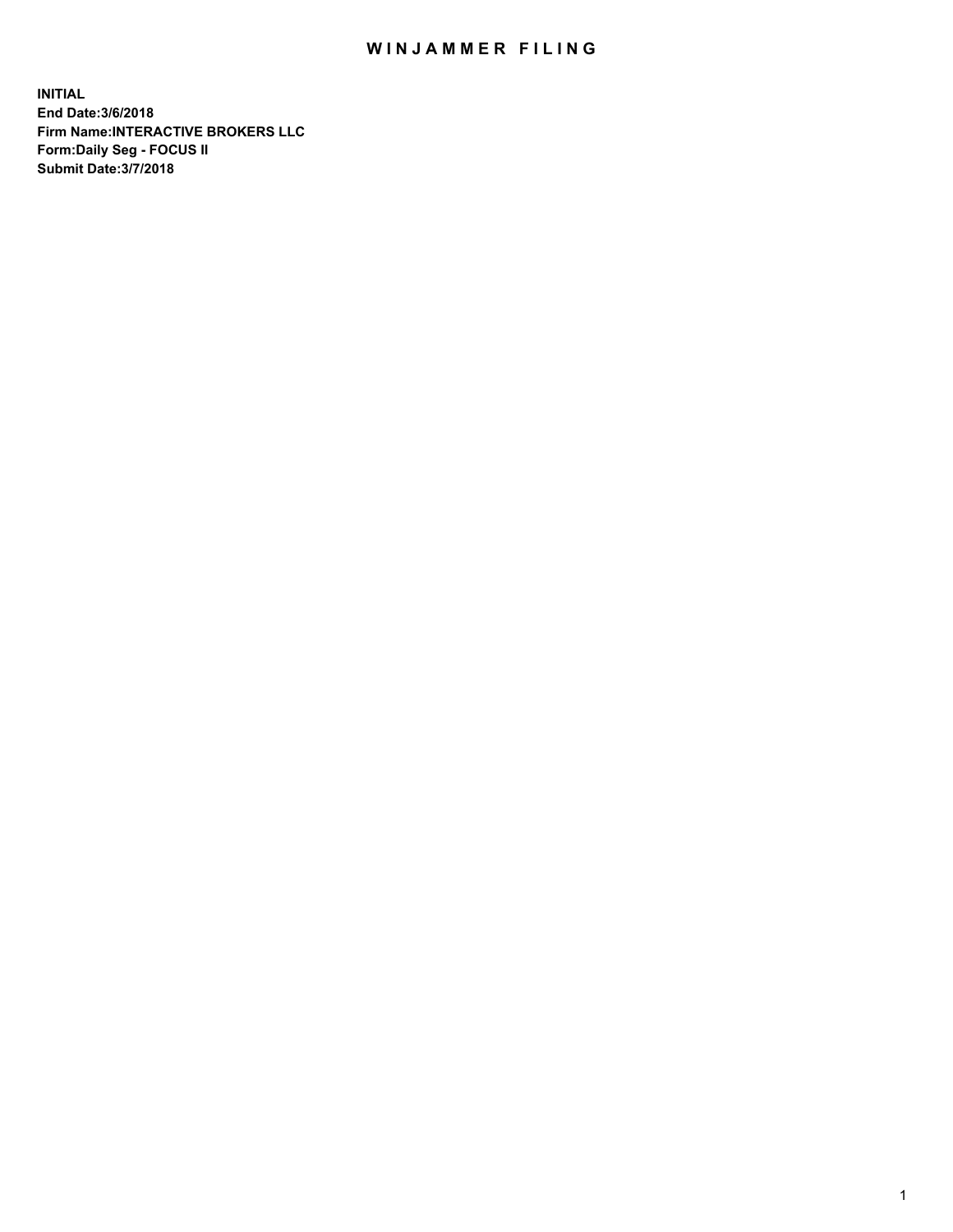# WINJAMMER FILING

**INITIAL**
**End Date:3/6/2018**
**Firm Name:INTERACTIVE BROKERS LLC**
**Form:Daily Seg - FOCUS II**
**Submit Date:3/7/2018**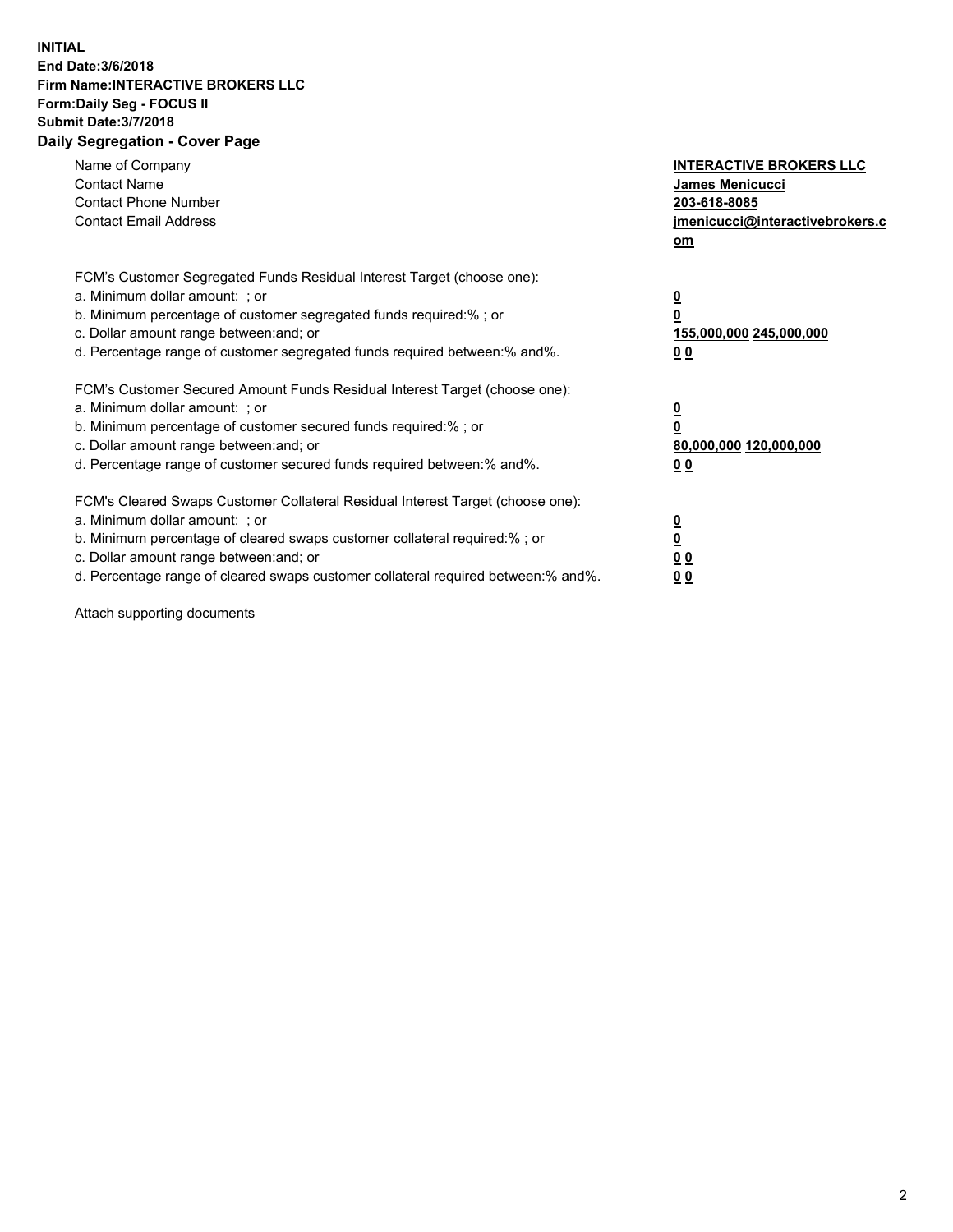**INITIAL**
**End Date:3/6/2018**
**Firm Name:INTERACTIVE BROKERS LLC**
**Form:Daily Seg - FOCUS II**
**Submit Date:3/7/2018**

## Daily Segregation - Cover Page

| | |
|---|---|
| Name of Company | **INTERACTIVE BROKERS LLC** |
| Contact Name | **James Menicucci** |
| Contact Phone Number | **203-618-8085** |
| Contact Email Address | **jmenicucci@interactivebrokers.com** |

FCM's Customer Segregated Funds Residual Interest Target (choose one):

| | |
|---|---|
| a. Minimum dollar amount: ; or | **0** |
| b. Minimum percentage of customer segregated funds required:% ; or | **0** |
| c. Dollar amount range between:and; or | **155,000,000 245,000,000** |
| d. Percentage range of customer segregated funds required between:% and%. | **0 0** |

FCM's Customer Secured Amount Funds Residual Interest Target (choose one):

| | |
|---|---|
| a. Minimum dollar amount: ; or | **0** |
| b. Minimum percentage of customer secured funds required:% ; or | **0** |
| c. Dollar amount range between:and; or | **80,000,000 120,000,000** |
| d. Percentage range of customer secured funds required between:% and%. | **0 0** |

FCM's Cleared Swaps Customer Collateral Residual Interest Target (choose one):

| | |
|---|---|
| a. Minimum dollar amount: ; or | **0** |
| b. Minimum percentage of cleared swaps customer collateral required:% ; or | **0** |
| c. Dollar amount range between:and; or | **0 0** |
| d. Percentage range of cleared swaps customer collateral required between:% and%. | **0 0** |

Attach supporting documents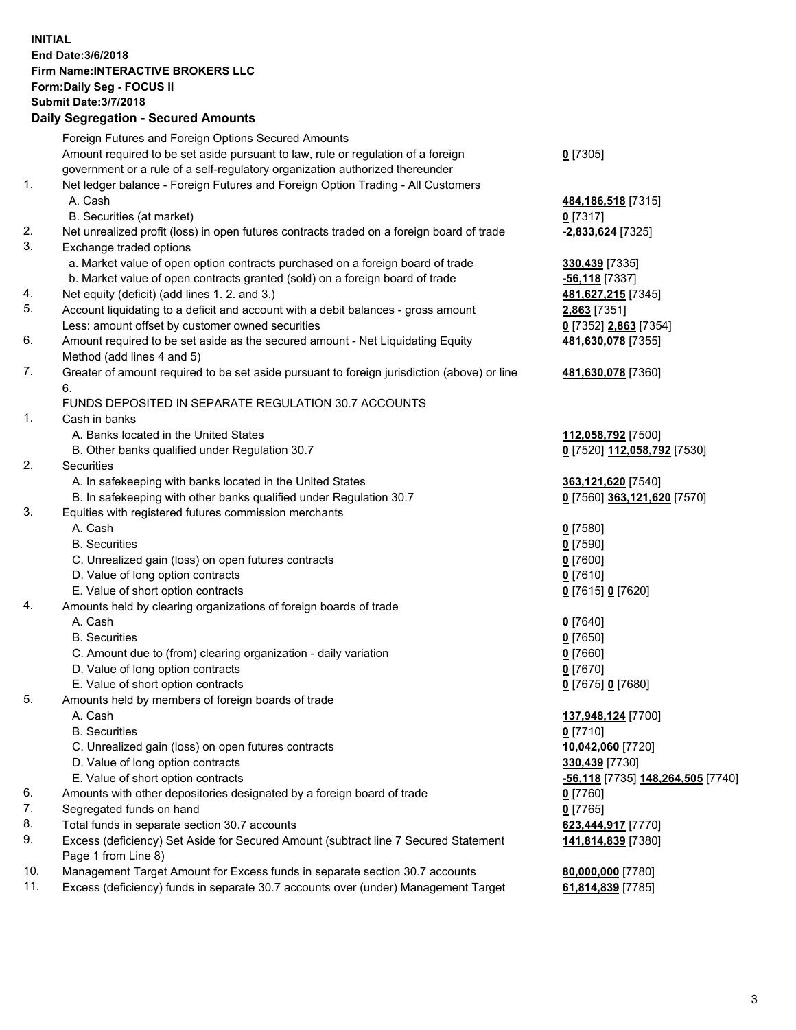**INITIAL**
**End Date:3/6/2018**
**Firm Name:INTERACTIVE BROKERS LLC**
**Form:Daily Seg - FOCUS II**
**Submit Date:3/7/2018**

## Daily Segregation - Secured Amounts

| | | |
|---|---|---|
| | Foreign Futures and Foreign Options Secured Amounts | |
| | Amount required to be set aside pursuant to law, rule or regulation of a foreign government or a rule of a self-regulatory organization authorized thereunder | **0** [7305] |
| 1. | Net ledger balance - Foreign Futures and Foreign Option Trading - All Customers | |
| | A. Cash | **484,186,518** [7315] |
| | B. Securities (at market) | **0** [7317] |
| 2. | Net unrealized profit (loss) in open futures contracts traded on a foreign board of trade | **-2,833,624** [7325] |
| 3. | Exchange traded options | |
| | a. Market value of open option contracts purchased on a foreign board of trade | **330,439** [7335] |
| | b. Market value of open contracts granted (sold) on a foreign board of trade | **-56,118** [7337] |
| 4. | Net equity (deficit) (add lines 1. 2. and 3.) | **481,627,215** [7345] |
| 5. | Account liquidating to a deficit and account with a debit balances - gross amount | **2,863** [7351] |
| | Less: amount offset by customer owned securities | **0** [7352] **2,863** [7354] |
| 6. | Amount required to be set aside as the secured amount - Net Liquidating Equity Method (add lines 4 and 5) | **481,630,078** [7355] |
| 7. | Greater of amount required to be set aside pursuant to foreign jurisdiction (above) or line 6. | **481,630,078** [7360] |
| | FUNDS DEPOSITED IN SEPARATE REGULATION 30.7 ACCOUNTS | |
| 1. | Cash in banks | |
| | A. Banks located in the United States | **112,058,792** [7500] |
| | B. Other banks qualified under Regulation 30.7 | **0** [7520] **112,058,792** [7530] |
| 2. | Securities | |
| | A. In safekeeping with banks located in the United States | **363,121,620** [7540] |
| | B. In safekeeping with other banks qualified under Regulation 30.7 | **0** [7560] **363,121,620** [7570] |
| 3. | Equities with registered futures commission merchants | |
| | A. Cash | **0** [7580] |
| | B. Securities | **0** [7590] |
| | C. Unrealized gain (loss) on open futures contracts | **0** [7600] |
| | D. Value of long option contracts | **0** [7610] |
| | E. Value of short option contracts | **0** [7615] **0** [7620] |
| 4. | Amounts held by clearing organizations of foreign boards of trade | |
| | A. Cash | **0** [7640] |
| | B. Securities | **0** [7650] |
| | C. Amount due to (from) clearing organization - daily variation | **0** [7660] |
| | D. Value of long option contracts | **0** [7670] |
| | E. Value of short option contracts | **0** [7675] **0** [7680] |
| 5. | Amounts held by members of foreign boards of trade | |
| | A. Cash | **137,948,124** [7700] |
| | B. Securities | **0** [7710] |
| | C. Unrealized gain (loss) on open futures contracts | **10,042,060** [7720] |
| | D. Value of long option contracts | **330,439** [7730] |
| | E. Value of short option contracts | **-56,118** [7735] **148,264,505** [7740] |
| 6. | Amounts with other depositories designated by a foreign board of trade | **0** [7760] |
| 7. | Segregated funds on hand | **0** [7765] |
| 8. | Total funds in separate section 30.7 accounts | **623,444,917** [7770] |
| 9. | Excess (deficiency) Set Aside for Secured Amount (subtract line 7 Secured Statement Page 1 from Line 8) | **141,814,839** [7380] |
| 10. | Management Target Amount for Excess funds in separate section 30.7 accounts | **80,000,000** [7780] |
| 11. | Excess (deficiency) funds in separate 30.7 accounts over (under) Management Target | **61,814,839** [7785] |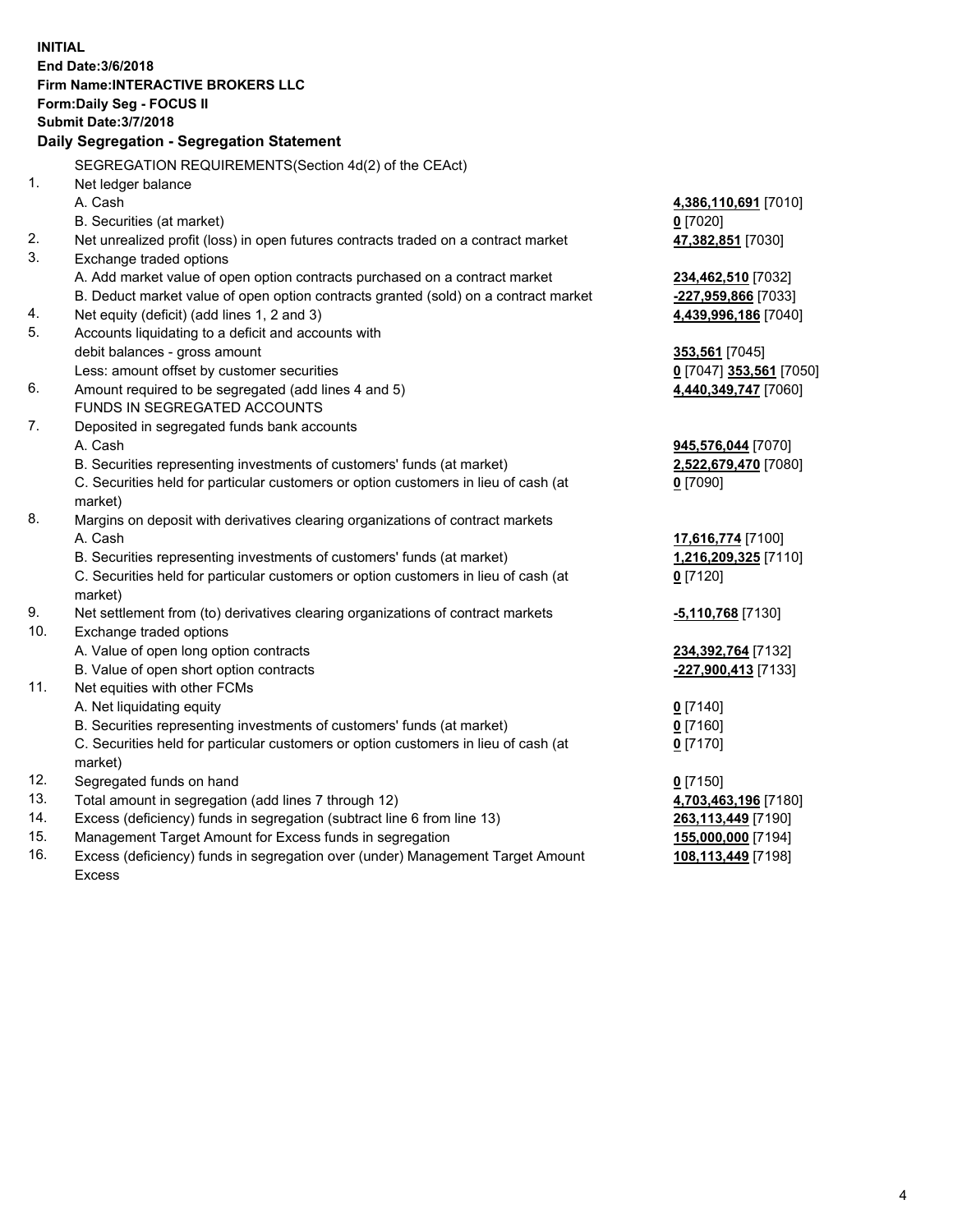**INITIAL**
**End Date:3/6/2018**
**Firm Name:INTERACTIVE BROKERS LLC**
**Form:Daily Seg - FOCUS II**
**Submit Date:3/7/2018**

## Daily Segregation - Segregation Statement

SEGREGATION REQUIREMENTS(Section 4d(2) of the CEAct)

| | | |
|---|---|---|
| 1. | Net ledger balance | |
| | A. Cash | **4,386,110,691** [7010] |
| | B. Securities (at market) | **0** [7020] |
| 2. | Net unrealized profit (loss) in open futures contracts traded on a contract market | **47,382,851** [7030] |
| 3. | Exchange traded options | |
| | A. Add market value of open option contracts purchased on a contract market | **234,462,510** [7032] |
| | B. Deduct market value of open option contracts granted (sold) on a contract market | **-227,959,866** [7033] |
| 4. | Net equity (deficit) (add lines 1, 2 and 3) | **4,439,996,186** [7040] |
| 5. | Accounts liquidating to a deficit and accounts with debit balances - gross amount | **353,561** [7045] |
| | Less: amount offset by customer securities | **0** [7047] **353,561** [7050] |
| 6. | Amount required to be segregated (add lines 4 and 5) | **4,440,349,747** [7060] |
| | FUNDS IN SEGREGATED ACCOUNTS | |
| 7. | Deposited in segregated funds bank accounts | |
| | A. Cash | **945,576,044** [7070] |
| | B. Securities representing investments of customers' funds (at market) | **2,522,679,470** [7080] |
| | C. Securities held for particular customers or option customers in lieu of cash (at market) | **0** [7090] |
| 8. | Margins on deposit with derivatives clearing organizations of contract markets | |
| | A. Cash | **17,616,774** [7100] |
| | B. Securities representing investments of customers' funds (at market) | **1,216,209,325** [7110] |
| | C. Securities held for particular customers or option customers in lieu of cash (at market) | **0** [7120] |
| 9. | Net settlement from (to) derivatives clearing organizations of contract markets | **-5,110,768** [7130] |
| 10. | Exchange traded options | |
| | A. Value of open long option contracts | **234,392,764** [7132] |
| | B. Value of open short option contracts | **-227,900,413** [7133] |
| 11. | Net equities with other FCMs | |
| | A. Net liquidating equity | **0** [7140] |
| | B. Securities representing investments of customers' funds (at market) | **0** [7160] |
| | C. Securities held for particular customers or option customers in lieu of cash (at market) | **0** [7170] |
| 12. | Segregated funds on hand | **0** [7150] |
| 13. | Total amount in segregation (add lines 7 through 12) | **4,703,463,196** [7180] |
| 14. | Excess (deficiency) funds in segregation (subtract line 6 from line 13) | **263,113,449** [7190] |
| 15. | Management Target Amount for Excess funds in segregation | **155,000,000** [7194] |
| 16. | Excess (deficiency) funds in segregation over (under) Management Target Amount Excess | **108,113,449** [7198] |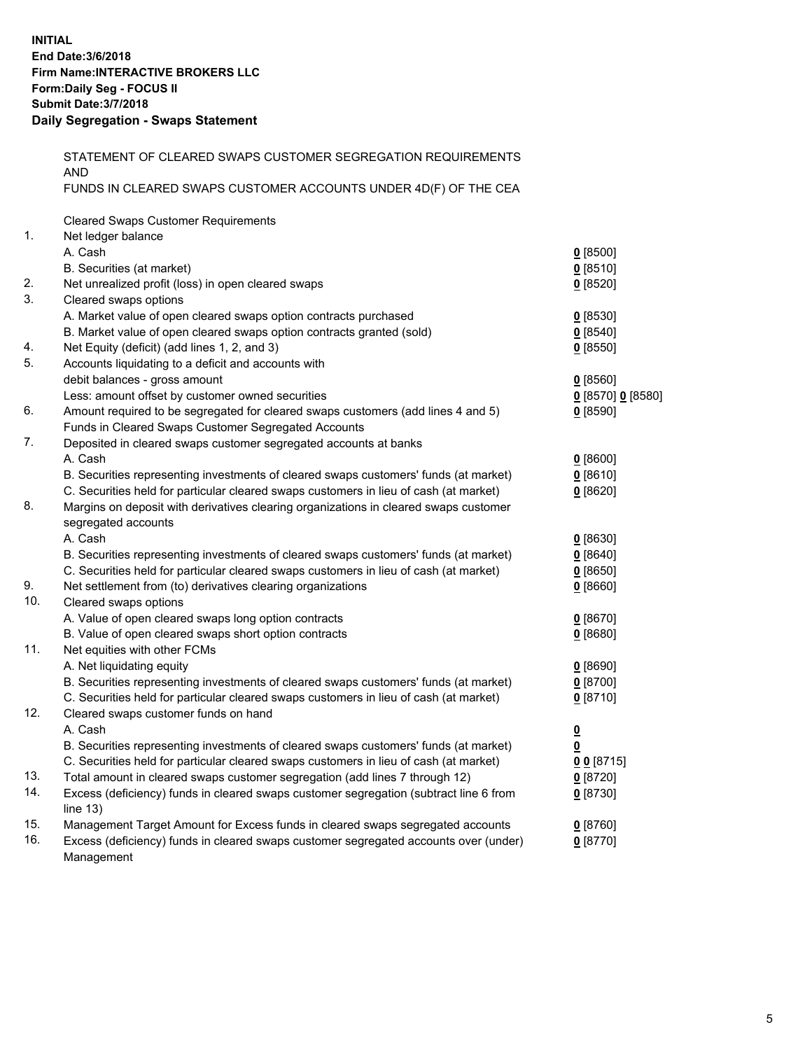**INITIAL**
**End Date:3/6/2018**
**Firm Name:INTERACTIVE BROKERS LLC**
**Form:Daily Seg - FOCUS II**
**Submit Date:3/7/2018**
**Daily Segregation - Swaps Statement**

STATEMENT OF CLEARED SWAPS CUSTOMER SEGREGATION REQUIREMENTS AND FUNDS IN CLEARED SWAPS CUSTOMER ACCOUNTS UNDER 4D(F) OF THE CEA

| | | |
|---|---|---|
| | Cleared Swaps Customer Requirements | |
| 1. | Net ledger balance | |
| | A. Cash | 0 [8500] |
| | B. Securities (at market) | 0 [8510] |
| 2. | Net unrealized profit (loss) in open cleared swaps | 0 [8520] |
| 3. | Cleared swaps options | |
| | A. Market value of open cleared swaps option contracts purchased | 0 [8530] |
| | B. Market value of open cleared swaps option contracts granted (sold) | 0 [8540] |
| 4. | Net Equity (deficit) (add lines 1, 2, and 3) | 0 [8550] |
| 5. | Accounts liquidating to a deficit and accounts with debit balances - gross amount | 0 [8560] |
| | Less: amount offset by customer owned securities | 0 [8570] 0 [8580] |
| 6. | Amount required to be segregated for cleared swaps customers (add lines 4 and 5) | 0 [8590] |
| | Funds in Cleared Swaps Customer Segregated Accounts | |
| 7. | Deposited in cleared swaps customer segregated accounts at banks | |
| | A. Cash | 0 [8600] |
| | B. Securities representing investments of cleared swaps customers' funds (at market) | 0 [8610] |
| | C. Securities held for particular cleared swaps customers in lieu of cash (at market) | 0 [8620] |
| 8. | Margins on deposit with derivatives clearing organizations in cleared swaps customer segregated accounts | |
| | A. Cash | 0 [8630] |
| | B. Securities representing investments of cleared swaps customers' funds (at market) | 0 [8640] |
| | C. Securities held for particular cleared swaps customers in lieu of cash (at market) | 0 [8650] |
| 9. | Net settlement from (to) derivatives clearing organizations | 0 [8660] |
| 10. | Cleared swaps options | |
| | A. Value of open cleared swaps long option contracts | 0 [8670] |
| | B. Value of open cleared swaps short option contracts | 0 [8680] |
| 11. | Net equities with other FCMs | |
| | A. Net liquidating equity | 0 [8690] |
| | B. Securities representing investments of cleared swaps customers' funds (at market) | 0 [8700] |
| | C. Securities held for particular cleared swaps customers in lieu of cash (at market) | 0 [8710] |
| 12. | Cleared swaps customer funds on hand | |
| | A. Cash | 0 |
| | B. Securities representing investments of cleared swaps customers' funds (at market) | 0 |
| | C. Securities held for particular cleared swaps customers in lieu of cash (at market) | 0 0 [8715] |
| 13. | Total amount in cleared swaps customer segregation (add lines 7 through 12) | 0 [8720] |
| 14. | Excess (deficiency) funds in cleared swaps customer segregation (subtract line 6 from line 13) | 0 [8730] |
| 15. | Management Target Amount for Excess funds in cleared swaps segregated accounts | 0 [8760] |
| 16. | Excess (deficiency) funds in cleared swaps customer segregated accounts over (under) Management | 0 [8770] |